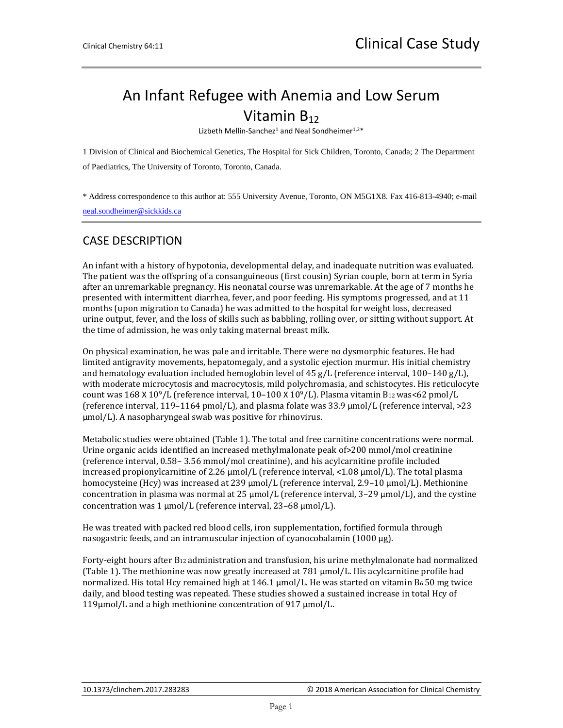# An Infant Refugee with Anemia and Low Serum Vitamin $B_{12}$

Lizbeth Mellin-Sanchez[1] and Neal Sondheimer[1,2]*

1 Division of Clinical and Biochemical Genetics, The Hospital for Sick Children, Toronto, Canada; 2 The Department of Paediatrics, The University of Toronto, Toronto, Canada.

* Address correspondence to this author at: 555 University Avenue, Toronto, ON M5G1X8. Fax 416-813-4940; e-mail neal.sondheimer@sickkids.ca

## CASE DESCRIPTION

An infant with a history of hypotonia, developmental delay, and inadequate nutrition was evaluated. The patient was the offspring of a consanguineous (first cousin) Syrian couple, born at term in Syria after an unremarkable pregnancy. His neonatal course was unremarkable. At the age of 7 months he presented with intermittent diarrhea, fever, and poor feeding. His symptoms progressed, and at 11 months (upon migration to Canada) he was admitted to the hospital for weight loss, decreased urine output, fever, and the loss of skills such as babbling, rolling over, or sitting without support. At the time of admission, he was only taking maternal breast milk.

On physical examination, he was pale and irritable. There were no dysmorphic features. He had limited antigravity movements, hepatomegaly, and a systolic ejection murmur. His initial chemistry and hematology evaluation included hemoglobin level of 45 g/L (reference interval, 100–140 g/L), with moderate microcytosis and macrocytosis, mild polychromasia, and schistocytes. His reticulocyte count was 168 X $10^9$/L (reference interval, 10–100 X $10^9$/L). Plasma vitamin $B_{12}$ was<62 pmol/L (reference interval, 119–1164 pmol/L), and plasma folate was 33.9 µmol/L (reference interval, >23 µmol/L). A nasopharyngeal swab was positive for rhinovirus.

Metabolic studies were obtained (Table 1). The total and free carnitine concentrations were normal. Urine organic acids identified an increased methylmalonate peak of>200 mmol/mol creatinine (reference interval, 0.58– 3.56 mmol/mol creatinine), and his acylcarnitine profile included increased propionylcarnitine of 2.26 µmol/L (reference interval, <1.08 µmol/L). The total plasma homocysteine (Hcy) was increased at 239 µmol/L (reference interval, 2.9–10 µmol/L). Methionine concentration in plasma was normal at 25 µmol/L (reference interval, 3–29 µmol/L), and the cystine concentration was 1 µmol/L (reference interval, 23–68 µmol/L).

He was treated with packed red blood cells, iron supplementation, fortified formula through nasogastric feeds, and an intramuscular injection of cyanocobalamin (1000 µg).

Forty-eight hours after $B_{12}$ administration and transfusion, his urine methylmalonate had normalized (Table 1). The methionine was now greatly increased at 781 µmol/L. His acylcarnitine profile had normalized. His total Hcy remained high at 146.1 µmol/L. He was started on vitamin $B_6$ 50 mg twice daily, and blood testing was repeated. These studies showed a sustained increase in total Hcy of 119µmol/L and a high methionine concentration of 917 µmol/L.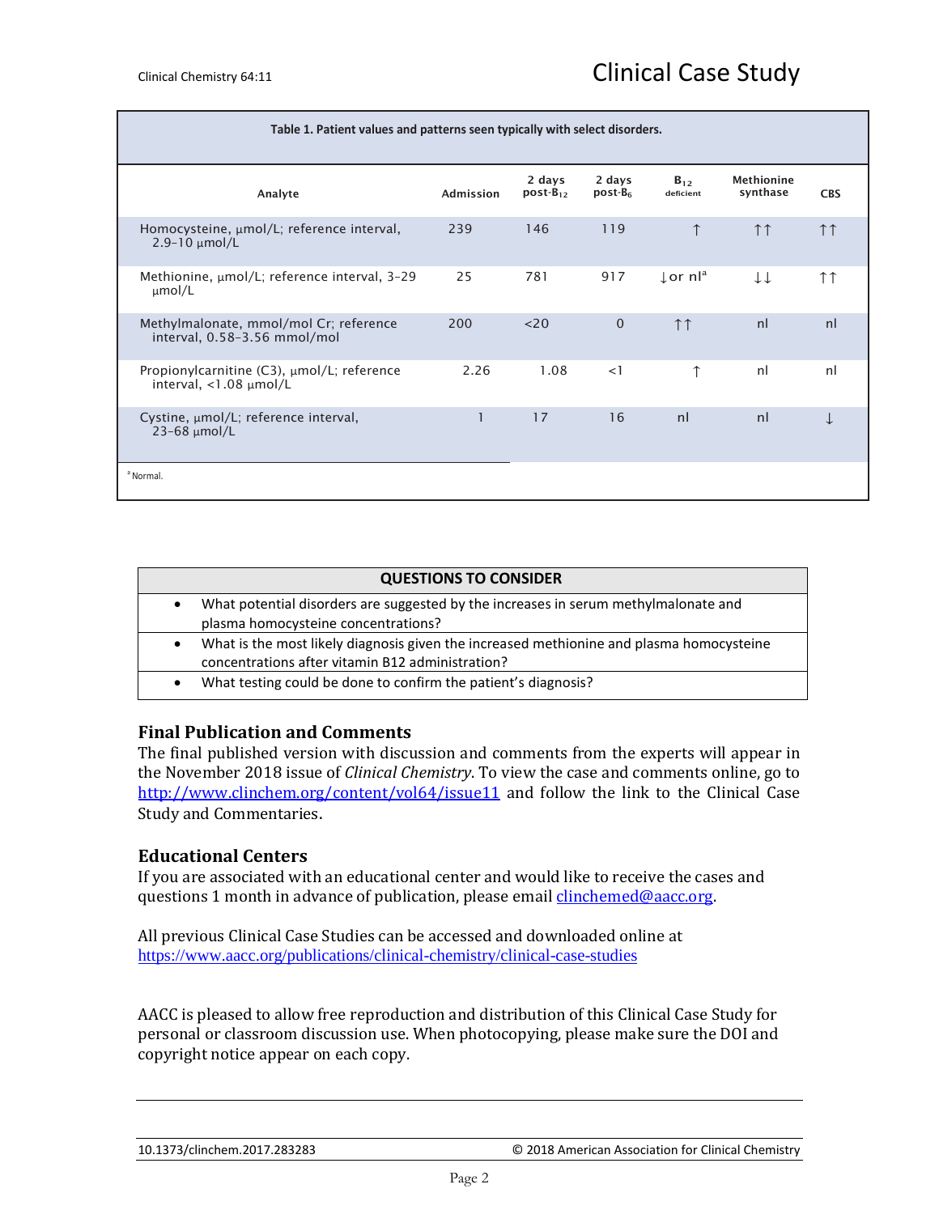**Table 1. Patient values and patterns seen typically with select disorders.**

| Analyte | Admission | 2 days post-$B_{12}$ | 2 days post-$B_6$ | $B_{12}$ deficient | Methionine synthase | CBS |
|---|---|---|---|---|---|---|
| Homocysteine, μmol/L; reference interval, 2.9–10 μmol/L | 239 | 146 | 119 | ↑ | ↑↑ | ↑↑ |
| Methionine, μmol/L; reference interval, 3–29 μmol/L | 25 | 781 | 917 | ↓or nl[a] | ↓↓ | ↑↑ |
| Methylmalonate, mmol/mol Cr; reference interval, 0.58–3.56 mmol/mol | 200 | <20 | 0 | ↑↑ | nl | nl |
| Propionylcarnitine (C3), μmol/L; reference interval, <1.08 μmol/L | 2.26 | 1.08 | <1 | ↑ | nl | nl |
| Cystine, μmol/L; reference interval, 23–68 μmol/L | 1 | 17 | 16 | nl | nl | ↓ |

[a] Normal.

| QUESTIONS TO CONSIDER |
|---|
| • What potential disorders are suggested by the increases in serum methylmalonate and plasma homocysteine concentrations? |
| • What is the most likely diagnosis given the increased methionine and plasma homocysteine concentrations after vitamin B12 administration? |
| • What testing could be done to confirm the patient's diagnosis? |

## Final Publication and Comments

The final published version with discussion and comments from the experts will appear in the November 2018 issue of *Clinical Chemistry*. To view the case and comments online, go to http://www.clinchem.org/content/vol64/issue11 and follow the link to the Clinical Case Study and Commentaries.

## Educational Centers

If you are associated with an educational center and would like to receive the cases and questions 1 month in advance of publication, please email clinchemed@aacc.org.

All previous Clinical Case Studies can be accessed and downloaded online at https://www.aacc.org/publications/clinical-chemistry/clinical-case-studies

AACC is pleased to allow free reproduction and distribution of this Clinical Case Study for personal or classroom discussion use. When photocopying, please make sure the DOI and copyright notice appear on each copy.

10.1373/clinchem.2017.283283 © 2018 American Association for Clinical Chemistry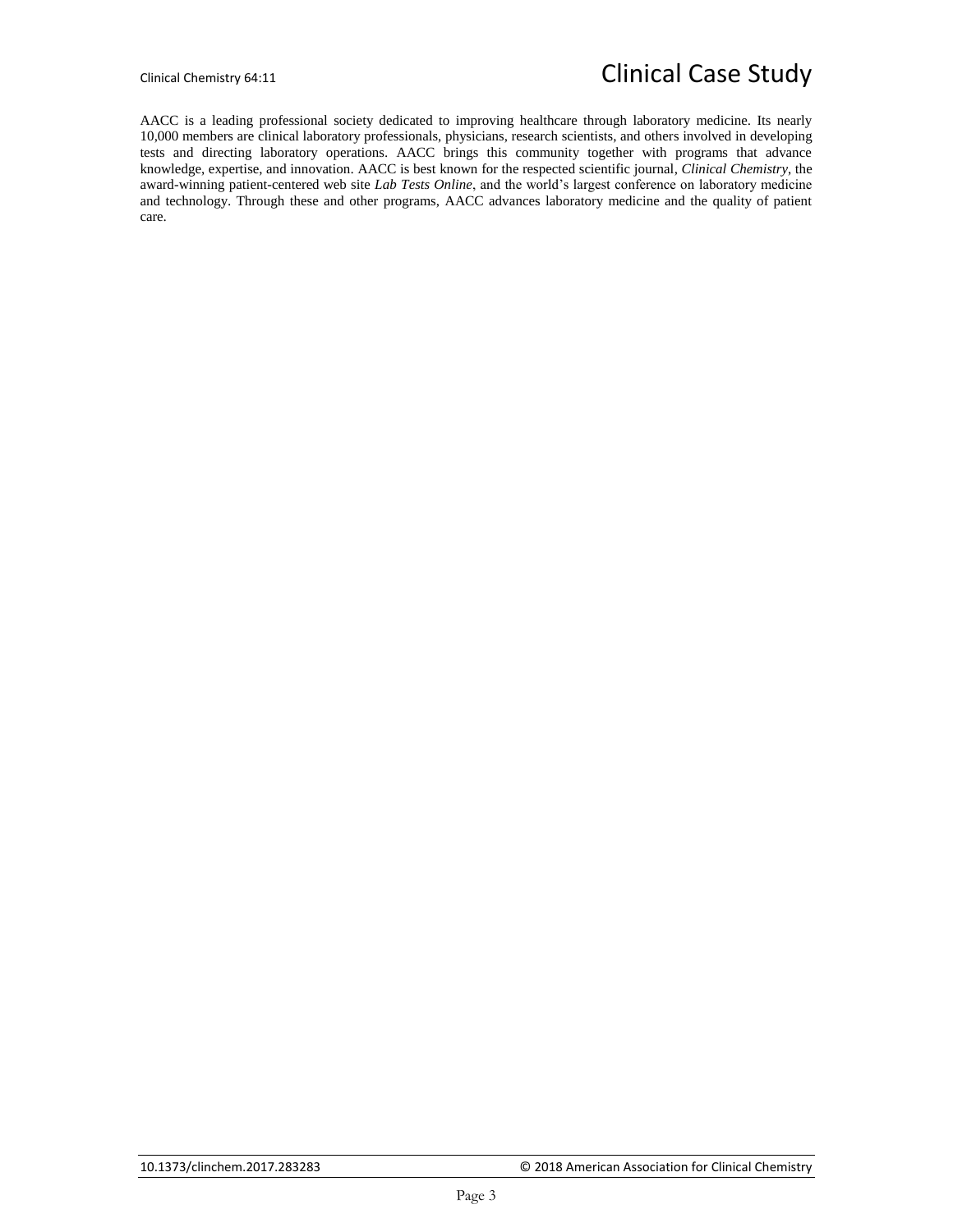AACC is a leading professional society dedicated to improving healthcare through laboratory medicine. Its nearly 10,000 members are clinical laboratory professionals, physicians, research scientists, and others involved in developing tests and directing laboratory operations. AACC brings this community together with programs that advance knowledge, expertise, and innovation. AACC is best known for the respected scientific journal, *Clinical Chemistry*, the award-winning patient-centered web site *Lab Tests Online*, and the world's largest conference on laboratory medicine and technology. Through these and other programs, AACC advances laboratory medicine and the quality of patient care.